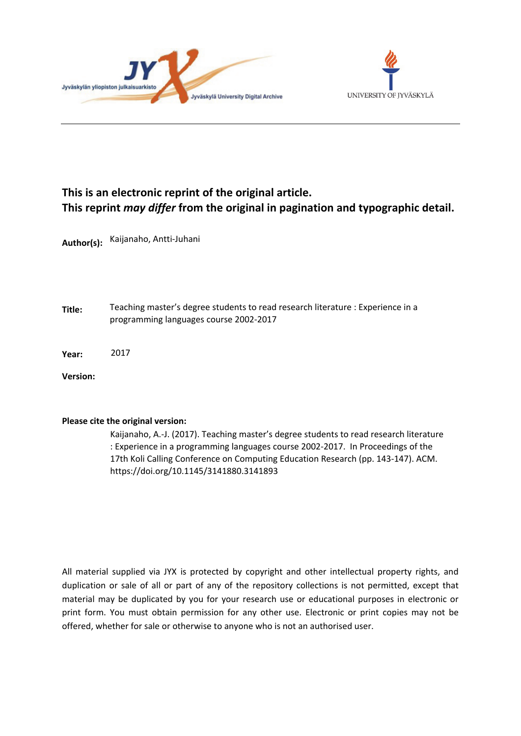**This is an electronic reprint of the original article.**
**This reprint *may differ* from the original in pagination and typographic detail.**

**Author(s):** Kaijanaho, Antti-Juhani

**Title:** Teaching master's degree students to read research literature : Experience in a programming languages course 2002-2017

**Year:** 2017

**Version:**

**Please cite the original version:**

Kaijanaho, A.-J. (2017). Teaching master's degree students to read research literature : Experience in a programming languages course 2002-2017. In Proceedings of the 17th Koli Calling Conference on Computing Education Research (pp. 143-147). ACM. https://doi.org/10.1145/3141880.3141893

All material supplied via JYX is protected by copyright and other intellectual property rights, and duplication or sale of all or part of any of the repository collections is not permitted, except that material may be duplicated by you for your research use or educational purposes in electronic or print form. You must obtain permission for any other use. Electronic or print copies may not be offered, whether for sale or otherwise to anyone who is not an authorised user.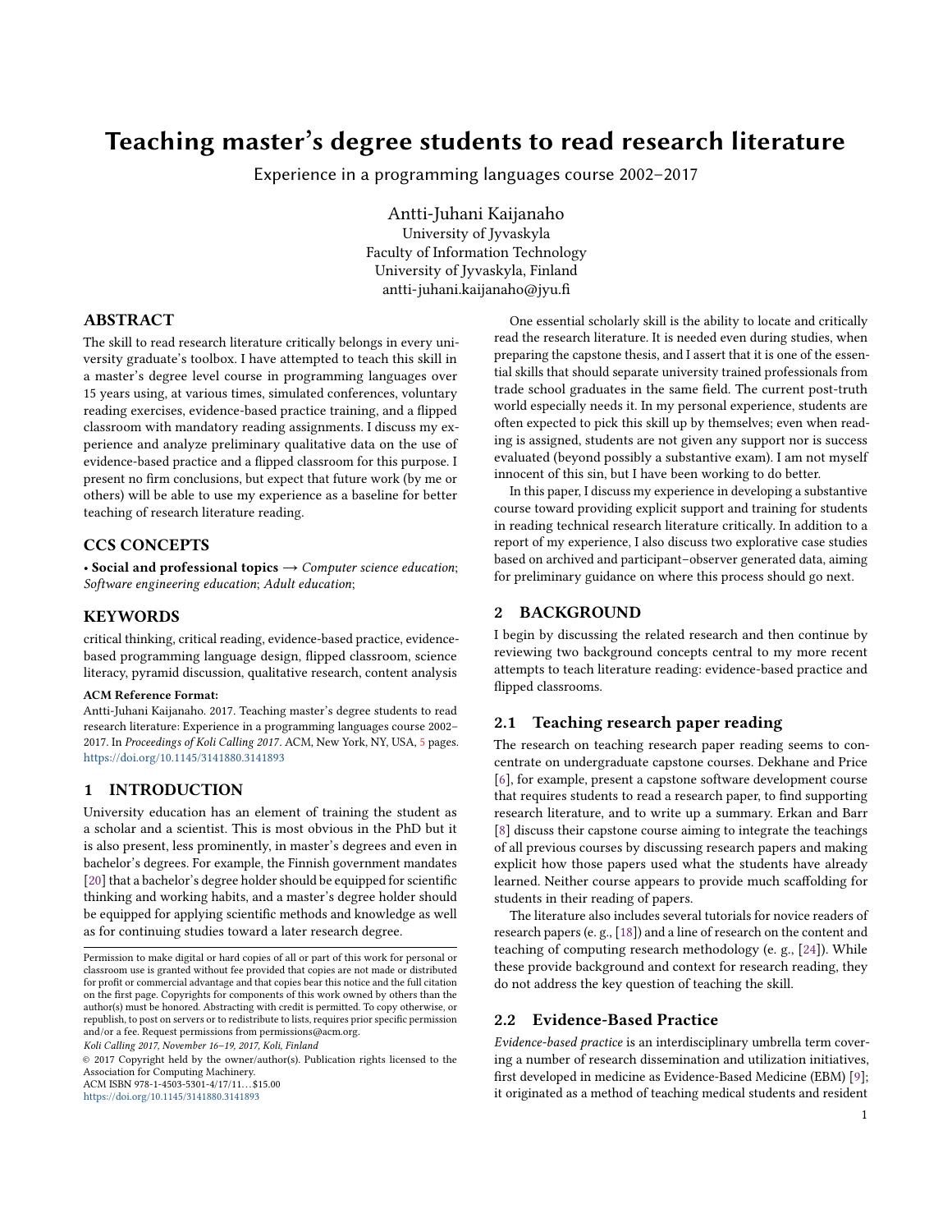# Teaching master's degree students to read research literature

Experience in a programming languages course 2002–2017

Antti-Juhani Kaijanaho
University of Jyvaskyla
Faculty of Information Technology
University of Jyvaskyla, Finland
antti-juhani.kaijanaho@jyu.fi

## ABSTRACT

The skill to read research literature critically belongs in every university graduate's toolbox. I have attempted to teach this skill in a master's degree level course in programming languages over 15 years using, at various times, simulated conferences, voluntary reading exercises, evidence-based practice training, and a flipped classroom with mandatory reading assignments. I discuss my experience and analyze preliminary qualitative data on the use of evidence-based practice and a flipped classroom for this purpose. I present no firm conclusions, but expect that future work (by me or others) will be able to use my experience as a baseline for better teaching of research literature reading.

## CCS CONCEPTS

• **Social and professional topics** → *Computer science education*; *Software engineering education*; *Adult education*;

## KEYWORDS

critical thinking, critical reading, evidence-based practice, evidence-based programming language design, flipped classroom, science literacy, pyramid discussion, qualitative research, content analysis

**ACM Reference Format:**
Antti-Juhani Kaijanaho. 2017. Teaching master's degree students to read research literature: Experience in a programming languages course 2002–2017. In *Proceedings of Koli Calling 2017*. ACM, New York, NY, USA, 5 pages. https://doi.org/10.1145/3141880.3141893

## 1 INTRODUCTION

University education has an element of training the student as a scholar and a scientist. This is most obvious in the PhD but it is also present, less prominently, in master's degrees and even in bachelor's degrees. For example, the Finnish government mandates [20] that a bachelor's degree holder should be equipped for scientific thinking and working habits, and a master's degree holder should be equipped for applying scientific methods and knowledge as well as for continuing studies toward a later research degree.

Permission to make digital or hard copies of all or part of this work for personal or classroom use is granted without fee provided that copies are not made or distributed for profit or commercial advantage and that copies bear this notice and the full citation on the first page. Copyrights for components of this work owned by others than the author(s) must be honored. Abstracting with credit is permitted. To copy otherwise, or republish, to post on servers or to redistribute to lists, requires prior specific permission and/or a fee. Request permissions from permissions@acm.org.
*Koli Calling 2017, November 16–19, 2017, Koli, Finland*
© 2017 Copyright held by the owner/author(s). Publication rights licensed to the Association for Computing Machinery.
ACM ISBN 978-1-4503-5301-4/17/11...$15.00
https://doi.org/10.1145/3141880.3141893

One essential scholarly skill is the ability to locate and critically read the research literature. It is needed even during studies, when preparing the capstone thesis, and I assert that it is one of the essential skills that should separate university trained professionals from trade school graduates in the same field. The current post-truth world especially needs it. In my personal experience, students are often expected to pick this skill up by themselves; even when reading is assigned, students are not given any support nor is success evaluated (beyond possibly a substantive exam). I am not myself innocent of this sin, but I have been working to do better.

In this paper, I discuss my experience in developing a substantive course toward providing explicit support and training for students in reading technical research literature critically. In addition to a report of my experience, I also discuss two explorative case studies based on archived and participant–observer generated data, aiming for preliminary guidance on where this process should go next.

## 2 BACKGROUND

I begin by discussing the related research and then continue by reviewing two background concepts central to my more recent attempts to teach literature reading: evidence-based practice and flipped classrooms.

### 2.1 Teaching research paper reading

The research on teaching research paper reading seems to concentrate on undergraduate capstone courses. Dekhane and Price [6], for example, present a capstone software development course that requires students to read a research paper, to find supporting research literature, and to write up a summary. Erkan and Barr [8] discuss their capstone course aiming to integrate the teachings of all previous courses by discussing research papers and making explicit how those papers used what the students have already learned. Neither course appears to provide much scaffolding for students in their reading of papers.

The literature also includes several tutorials for novice readers of research papers (e. g., [18]) and a line of research on the content and teaching of computing research methodology (e. g., [24]). While these provide background and context for research reading, they do not address the key question of teaching the skill.

### 2.2 Evidence-Based Practice

*Evidence-based practice* is an interdisciplinary umbrella term covering a number of research dissemination and utilization initiatives, first developed in medicine as Evidence-Based Medicine (EBM) [9]; it originated as a method of teaching medical students and resident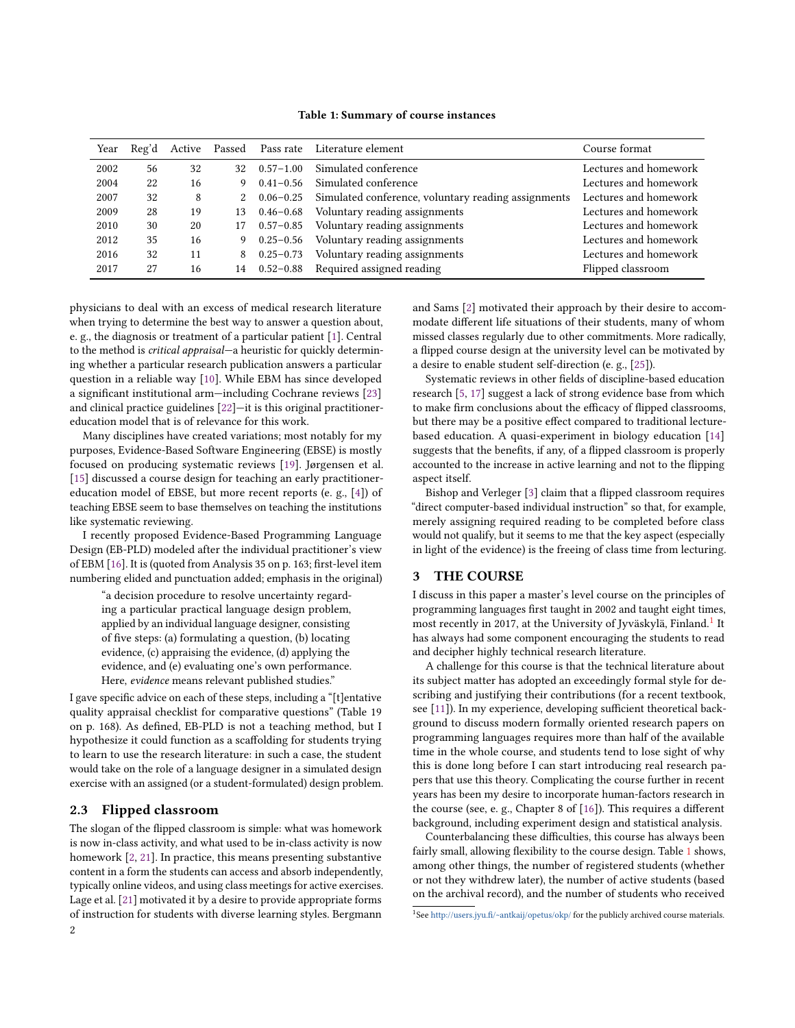**Table 1: Summary of course instances**

| Year | Reg'd | Active | Passed | Pass rate | Literature element | Course format |
|---|---|---|---|---|---|---|
| 2002 | 56 | 32 | 32 | 0.57–1.00 | Simulated conference | Lectures and homework |
| 2004 | 22 | 16 | 9 | 0.41–0.56 | Simulated conference | Lectures and homework |
| 2007 | 32 | 8 | 2 | 0.06–0.25 | Simulated conference, voluntary reading assignments | Lectures and homework |
| 2009 | 28 | 19 | 13 | 0.46–0.68 | Voluntary reading assignments | Lectures and homework |
| 2010 | 30 | 20 | 17 | 0.57–0.85 | Voluntary reading assignments | Lectures and homework |
| 2012 | 35 | 16 | 9 | 0.25–0.56 | Voluntary reading assignments | Lectures and homework |
| 2016 | 32 | 11 | 8 | 0.25–0.73 | Voluntary reading assignments | Lectures and homework |
| 2017 | 27 | 16 | 14 | 0.52–0.88 | Required assigned reading | Flipped classroom |

physicians to deal with an excess of medical research literature when trying to determine the best way to answer a question about, e. g., the diagnosis or treatment of a particular patient [1]. Central to the method is *critical appraisal*—a heuristic for quickly determining whether a particular research publication answers a particular question in a reliable way [10]. While EBM has since developed a significant institutional arm—including Cochrane reviews [23] and clinical practice guidelines [22]—it is this original practitioner-education model that is of relevance for this work.

Many disciplines have created variations; most notably for my purposes, Evidence-Based Software Engineering (EBSE) is mostly focused on producing systematic reviews [19]. Jørgensen et al. [15] discussed a course design for teaching an early practitioner-education model of EBSE, but more recent reports (e. g., [4]) of teaching EBSE seem to base themselves on teaching the institutions like systematic reviewing.

I recently proposed Evidence-Based Programming Language Design (EB-PLD) modeled after the individual practitioner's view of EBM [16]. It is (quoted from Analysis 35 on p. 163; first-level item numbering elided and punctuation added; emphasis in the original)

> "a decision procedure to resolve uncertainty regarding a particular practical language design problem, applied by an individual language designer, consisting of five steps: (a) formulating a question, (b) locating evidence, (c) appraising the evidence, (d) applying the evidence, and (e) evaluating one's own performance. Here, *evidence* means relevant published studies."

I gave specific advice on each of these steps, including a "[t]entative quality appraisal checklist for comparative questions" (Table 19 on p. 168). As defined, EB-PLD is not a teaching method, but I hypothesize it could function as a scaffolding for students trying to learn to use the research literature: in such a case, the student would take on the role of a language designer in a simulated design exercise with an assigned (or a student-formulated) design problem.

### 2.3 Flipped classroom

The slogan of the flipped classroom is simple: what was homework is now in-class activity, and what used to be in-class activity is now homework [2, 21]. In practice, this means presenting substantive content in a form the students can access and absorb independently, typically online videos, and using class meetings for active exercises. Lage et al. [21] motivated it by a desire to provide appropriate forms of instruction for students with diverse learning styles. Bergmann and Sams [2] motivated their approach by their desire to accommodate different life situations of their students, many of whom missed classes regularly due to other commitments. More radically, a flipped course design at the university level can be motivated by a desire to enable student self-direction (e. g., [25]).

Systematic reviews in other fields of discipline-based education research [5, 17] suggest a lack of strong evidence base from which to make firm conclusions about the efficacy of flipped classrooms, but there may be a positive effect compared to traditional lecture-based education. A quasi-experiment in biology education [14] suggests that the benefits, if any, of a flipped classroom is properly accounted to the increase in active learning and not to the flipping aspect itself.

Bishop and Verleger [3] claim that a flipped classroom requires "direct computer-based individual instruction" so that, for example, merely assigning required reading to be completed before class would not qualify, but it seems to me that the key aspect (especially in light of the evidence) is the freeing of class time from lecturing.

## 3 THE COURSE

I discuss in this paper a master's level course on the principles of programming languages first taught in 2002 and taught eight times, most recently in 2017, at the University of Jyväskylä, Finland.[1] It has always had some component encouraging the students to read and decipher highly technical research literature.

A challenge for this course is that the technical literature about its subject matter has adopted an exceedingly formal style for describing and justifying their contributions (for a recent textbook, see [11]). In my experience, developing sufficient theoretical background to discuss modern formally oriented research papers on programming languages requires more than half of the available time in the whole course, and students tend to lose sight of why this is done long before I can start introducing real research papers that use this theory. Complicating the course further in recent years has been my desire to incorporate human-factors research in the course (see, e. g., Chapter 8 of [16]). This requires a different background, including experiment design and statistical analysis.

Counterbalancing these difficulties, this course has always been fairly small, allowing flexibility to the course design. Table 1 shows, among other things, the number of registered students (whether or not they withdrew later), the number of active students (based on the archival record), and the number of students who received

[1] See http://users.jyu.fi/~antkaij/opetus/okp/ for the publicly archived course materials.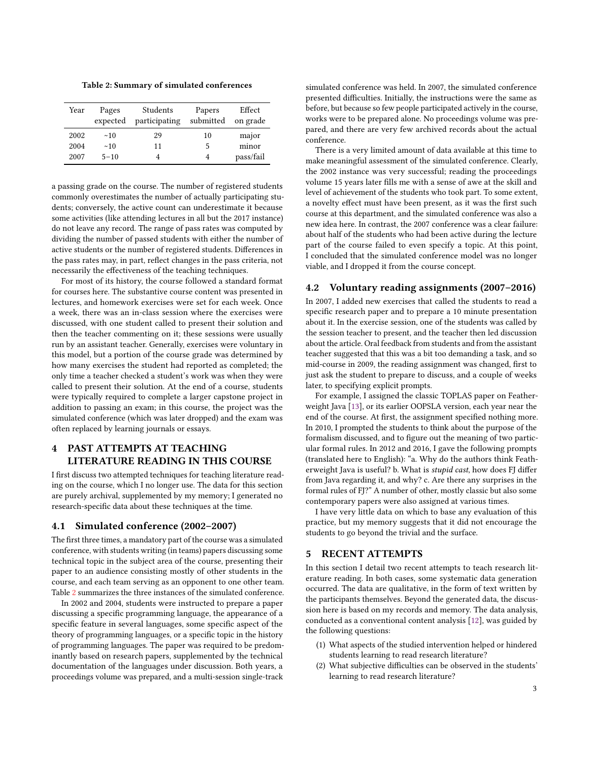Table 2: Summary of simulated conferences

| Year | Pages expected | Students participating | Papers submitted | Effect on grade |
|---|---|---|---|---|
| 2002 | ~10 | 29 | 10 | major |
| 2004 | ~10 | 11 | 5 | minor |
| 2007 | 5–10 | 4 | 4 | pass/fail |

a passing grade on the course. The number of registered students commonly overestimates the number of actually participating students; conversely, the active count can underestimate it because some activities (like attending lectures in all but the 2017 instance) do not leave any record. The range of pass rates was computed by dividing the number of passed students with either the number of active students or the number of registered students. Differences in the pass rates may, in part, reflect changes in the pass criteria, not necessarily the effectiveness of the teaching techniques.

For most of its history, the course followed a standard format for courses here. The substantive course content was presented in lectures, and homework exercises were set for each week. Once a week, there was an in-class session where the exercises were discussed, with one student called to present their solution and then the teacher commenting on it; these sessions were usually run by an assistant teacher. Generally, exercises were voluntary in this model, but a portion of the course grade was determined by how many exercises the student had reported as completed; the only time a teacher checked a student's work was when they were called to present their solution. At the end of a course, students were typically required to complete a larger capstone project in addition to passing an exam; in this course, the project was the simulated conference (which was later dropped) and the exam was often replaced by learning journals or essays.

## 4 PAST ATTEMPTS AT TEACHING LITERATURE READING IN THIS COURSE

I first discuss two attempted techniques for teaching literature reading on the course, which I no longer use. The data for this section are purely archival, supplemented by my memory; I generated no research-specific data about these techniques at the time.

### 4.1 Simulated conference (2002–2007)

The first three times, a mandatory part of the course was a simulated conference, with students writing (in teams) papers discussing some technical topic in the subject area of the course, presenting their paper to an audience consisting mostly of other students in the course, and each team serving as an opponent to one other team. Table 2 summarizes the three instances of the simulated conference.

In 2002 and 2004, students were instructed to prepare a paper discussing a specific programming language, the appearance of a specific feature in several languages, some specific aspect of the theory of programming languages, or a specific topic in the history of programming languages. The paper was required to be predominantly based on research papers, supplemented by the technical documentation of the languages under discussion. Both years, a proceedings volume was prepared, and a multi-session single-track simulated conference was held. In 2007, the simulated conference presented difficulties. Initially, the instructions were the same as before, but because so few people participated actively in the course, works were to be prepared alone. No proceedings volume was prepared, and there are very few archived records about the actual conference.

There is a very limited amount of data available at this time to make meaningful assessment of the simulated conference. Clearly, the 2002 instance was very successful; reading the proceedings volume 15 years later fills me with a sense of awe at the skill and level of achievement of the students who took part. To some extent, a novelty effect must have been present, as it was the first such course at this department, and the simulated conference was also a new idea here. In contrast, the 2007 conference was a clear failure: about half of the students who had been active during the lecture part of the course failed to even specify a topic. At this point, I concluded that the simulated conference model was no longer viable, and I dropped it from the course concept.

### 4.2 Voluntary reading assignments (2007–2016)

In 2007, I added new exercises that called the students to read a specific research paper and to prepare a 10 minute presentation about it. In the exercise session, one of the students was called by the session teacher to present, and the teacher then led discussion about the article. Oral feedback from students and from the assistant teacher suggested that this was a bit too demanding a task, and so mid-course in 2009, the reading assignment was changed, first to just ask the student to prepare to discuss, and a couple of weeks later, to specifying explicit prompts.

For example, I assigned the classic TOPLAS paper on Featherweight Java [13], or its earlier OOPSLA version, each year near the end of the course. At first, the assignment specified nothing more. In 2010, I prompted the students to think about the purpose of the formalism discussed, and to figure out the meaning of two particular formal rules. In 2012 and 2016, I gave the following prompts (translated here to English): "a. Why do the authors think Featherweight Java is useful? b. What is *stupid cast*, how does FJ differ from Java regarding it, and why? c. Are there any surprises in the formal rules of FJ?" A number of other, mostly classic but also some contemporary papers were also assigned at various times.

I have very little data on which to base any evaluation of this practice, but my memory suggests that it did not encourage the students to go beyond the trivial and the surface.

## 5 RECENT ATTEMPTS

In this section I detail two recent attempts to teach research literature reading. In both cases, some systematic data generation occurred. The data are qualitative, in the form of text written by the participants themselves. Beyond the generated data, the discussion here is based on my records and memory. The data analysis, conducted as a conventional content analysis [12], was guided by the following questions:

(1) What aspects of the studied intervention helped or hindered students learning to read research literature?
(2) What subjective difficulties can be observed in the students' learning to read research literature?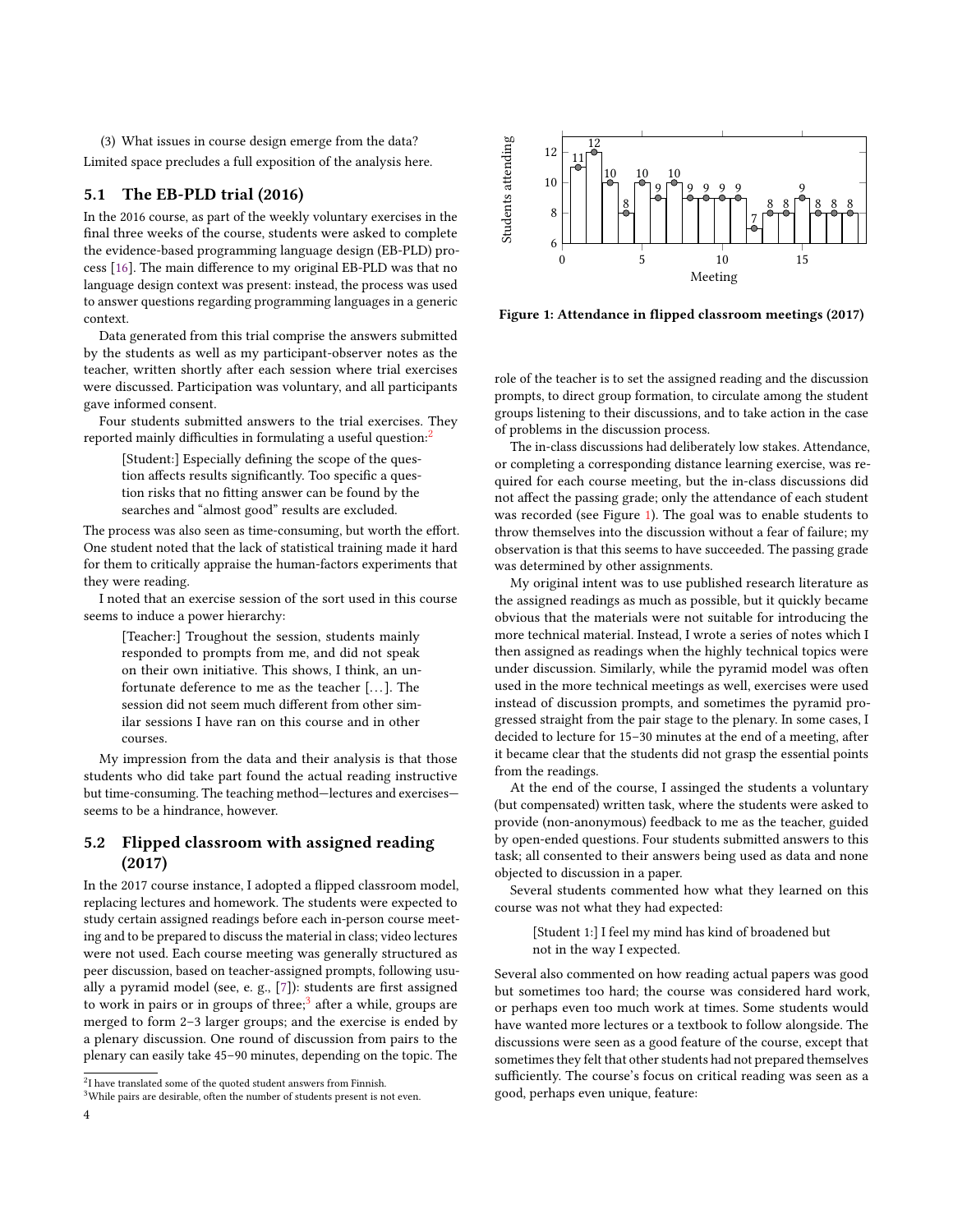(3) What issues in course design emerge from the data?

Limited space precludes a full exposition of the analysis here.

## 5.1 The EB-PLD trial (2016)

In the 2016 course, as part of the weekly voluntary exercises in the final three weeks of the course, students were asked to complete the evidence-based programming language design (EB-PLD) process [16]. The main difference to my original EB-PLD was that no language design context was present: instead, the process was used to answer questions regarding programming languages in a generic context.

Data generated from this trial comprise the answers submitted by the students as well as my participant-observer notes as the teacher, written shortly after each session where trial exercises were discussed. Participation was voluntary, and all participants gave informed consent.

Four students submitted answers to the trial exercises. They reported mainly difficulties in formulating a useful question:[2]

> [Student:] Especially defining the scope of the question affects results significantly. Too specific a question risks that no fitting answer can be found by the searches and "almost good" results are excluded.

The process was also seen as time-consuming, but worth the effort. One student noted that the lack of statistical training made it hard for them to critically appraise the human-factors experiments that they were reading.

I noted that an exercise session of the sort used in this course seems to induce a power hierarchy:

> [Teacher:] Troughout the session, students mainly responded to prompts from me, and did not speak on their own initiative. This shows, I think, an unfortunate deference to me as the teacher [...]. The session did not seem much different from other similar sessions I have ran on this course and in other courses.

My impression from the data and their analysis is that those students who did take part found the actual reading instructive but time-consuming. The teaching method—lectures and exercises—seems to be a hindrance, however.

## 5.2 Flipped classroom with assigned reading (2017)

In the 2017 course instance, I adopted a flipped classroom model, replacing lectures and homework. The students were expected to study certain assigned readings before each in-person course meeting and to be prepared to discuss the material in class; video lectures were not used. Each course meeting was generally structured as peer discussion, based on teacher-assigned prompts, following usually a pyramid model (see, e. g., [7]): students are first assigned to work in pairs or in groups of three;[3] after a while, groups are merged to form 2–3 larger groups; and the exercise is ended by a plenary discussion. One round of discussion from pairs to the plenary can easily take 45–90 minutes, depending on the topic. The role of the teacher is to set the assigned reading and the discussion prompts, to direct group formation, to circulate among the student groups listening to their discussions, and to take action in the case of problems in the discussion process.

| Meeting | 1 | 2 | 3 | 4 | 5 | 6 | 7 | 8 | 9 | 10 | 11 | 12 | 13 | 14 | 15 | 16 | 17 | 18 |
|---|---|---|---|---|---|---|---|---|---|---|---|---|---|---|---|---|---|---|
| Students attending | 11 | 12 | 10 | 8 | 10 | 9 | 10 | 9 | 9 | 9 | 9 | 7 | 8 | 8 | 9 | 8 | 8 | 8 |

**Figure 1: Attendance in flipped classroom meetings (2017)**

The in-class discussions had deliberately low stakes. Attendance, or completing a corresponding distance learning exercise, was required for each course meeting, but the in-class discussions did not affect the passing grade; only the attendance of each student was recorded (see Figure 1). The goal was to enable students to throw themselves into the discussion without a fear of failure; my observation is that this seems to have succeeded. The passing grade was determined by other assignments.

My original intent was to use published research literature as the assigned readings as much as possible, but it quickly became obvious that the materials were not suitable for introducing the more technical material. Instead, I wrote a series of notes which I then assigned as readings when the highly technical topics were under discussion. Similarly, while the pyramid model was often used in the more technical meetings as well, exercises were used instead of discussion prompts, and sometimes the pyramid progressed straight from the pair stage to the plenary. In some cases, I decided to lecture for 15–30 minutes at the end of a meeting, after it became clear that the students did not grasp the essential points from the readings.

At the end of the course, I assinged the students a voluntary (but compensated) written task, where the students were asked to provide (non-anonymous) feedback to me as the teacher, guided by open-ended questions. Four students submitted answers to this task; all consented to their answers being used as data and none objected to discussion in a paper.

Several students commented how what they learned on this course was not what they had expected:

> [Student 1:] I feel my mind has kind of broadened but not in the way I expected.

Several also commented on how reading actual papers was good but sometimes too hard; the course was considered hard work, or perhaps even too much work at times. Some students would have wanted more lectures or a textbook to follow alongside. The discussions were seen as a good feature of the course, except that sometimes they felt that other students had not prepared themselves sufficiently. The course's focus on critical reading was seen as a good, perhaps even unique, feature:

[2] I have translated some of the quoted student answers from Finnish.

[3] While pairs are desirable, often the number of students present is not even.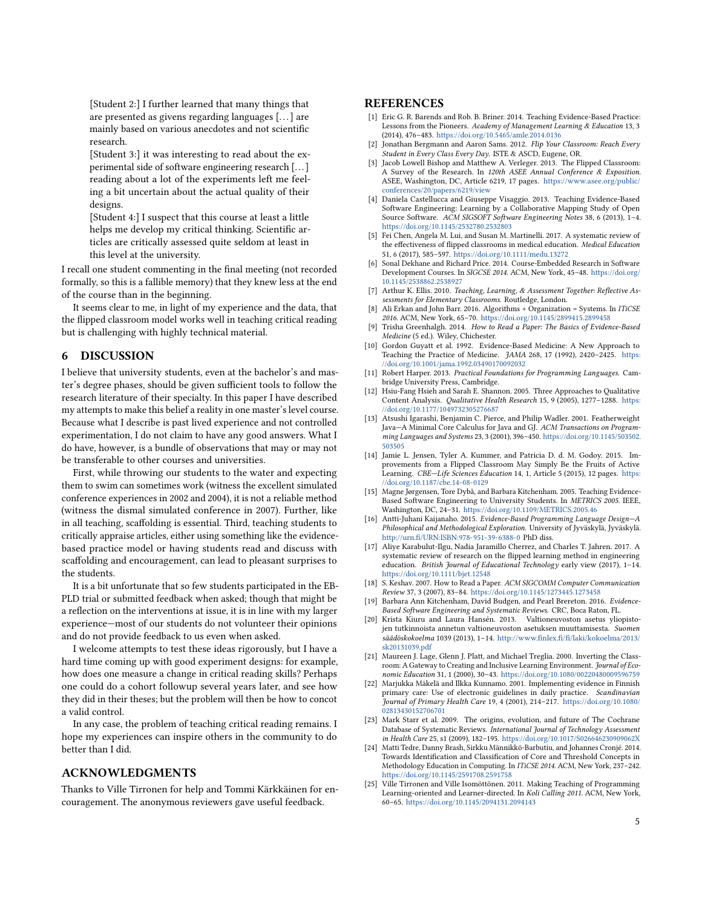> [Student 2:] I further learned that many things that are presented as givens regarding languages [...] are mainly based on various anecdotes and not scientific research.
>
> [Student 3:] it was interesting to read about the experimental side of software engineering research [...] reading about a lot of the experiments left me feeling a bit uncertain about the actual quality of their designs.
>
> [Student 4:] I suspect that this course at least a little helps me develop my critical thinking. Scientific articles are critically assessed quite seldom at least in this level at the university.

I recall one student commenting in the final meeting (not recorded formally, so this is a fallible memory) that they knew less at the end of the course than in the beginning.

It seems clear to me, in light of my experience and the data, that the flipped classroom model works well in teaching critical reading but is challenging with highly technical material.

## 6 DISCUSSION

I believe that university students, even at the bachelor's and master's degree phases, should be given sufficient tools to follow the research literature of their specialty. In this paper I have described my attempts to make this belief a reality in one master's level course. Because what I describe is past lived experience and not controlled experimentation, I do not claim to have any good answers. What I do have, however, is a bundle of observations that may or may not be transferable to other courses and universities.

First, while throwing our students to the water and expecting them to swim can sometimes work (witness the excellent simulated conference experiences in 2002 and 2004), it is not a reliable method (witness the dismal simulated conference in 2007). Further, like in all teaching, scaffolding is essential. Third, teaching students to critically appraise articles, either using something like the evidence-based practice model or having students read and discuss with scaffolding and encouragement, can lead to pleasant surprises to the students.

It is a bit unfortunate that so few students participated in the EB-PLD trial or submitted feedback when asked; though that might be a reflection on the interventions at issue, it is in line with my larger experience—most of our students do not volunteer their opinions and do not provide feedback to us even when asked.

I welcome attempts to test these ideas rigorously, but I have a hard time coming up with good experiment designs: for example, how does one measure a change in critical reading skills? Perhaps one could do a cohort followup several years later, and see how they did in their theses; but the problem will then be how to concot a valid control.

In any case, the problem of teaching critical reading remains. I hope my experiences can inspire others in the community to do better than I did.

## ACKNOWLEDGMENTS

Thanks to Ville Tirronen for help and Tommi Kärkkäinen for encouragement. The anonymous reviewers gave useful feedback.

## REFERENCES

[1] Eric G. R. Barends and Rob. B. Briner. 2014. Teaching Evidence-Based Practice: Lessons from the Pioneers. *Academy of Management Learning & Education* 13, 3 (2014), 476–483. https://doi.org/10.5465/amle.2014.0136

[2] Jonathan Bergmann and Aaron Sams. 2012. *Flip Your Classroom: Reach Every Student in Every Class Every Day.* ISTE & ASCD, Eugene, OR.

[3] Jacob Lowell Bishop and Matthew A. Verleger. 2013. The Flipped Classroom: A Survey of the Research. In *120th ASEE Annual Conference & Exposition*. ASEE, Washington, DC, Article 6219, 17 pages. https://www.asee.org/public/conferences/20/papers/6219/view

[4] Daniela Castellucca and Giuseppe Visaggio. 2013. Teaching Evidence-Based Software Engineering: Learning by a Collaborative Mapping Study of Open Source Software. *ACM SIGSOFT Software Engineering Notes* 38, 6 (2013), 1–4. https://doi.org/10.1145/2532780.2532803

[5] Fei Chen, Angela M. Lui, and Susan M. Martinelli. 2017. A systematic review of the effectiveness of flipped classrooms in medical education. *Medical Education* 51, 6 (2017), 585–597. https://doi.org/10.1111/medu.13272

[6] Sonal Dekhane and Richard Price. 2014. Course-Embedded Research in Software Development Courses. In *SIGCSE 2014*. ACM, New York, 45–48. https://doi.org/10.1145/2538862.2538927

[7] Arthur K. Ellis. 2010. *Teaching, Learning, & Assessment Together: Reflective Assessments for Elementary Classrooms.* Routledge, London.

[8] Ali Erkan and John Barr. 2016. Algorithms + Organization = Systems. In *ITiCSE 2016*. ACM, New York, 65–70. https://doi.org/10.1145/2899415.2899458

[9] Trisha Greenhalgh. 2014. *How to Read a Paper: The Basics of Evidence-Based Medicine* (5 ed.). Wiley, Chichester.

[10] Gordon Guyatt et al. 1992. Evidence-Based Medicine: A New Approach to Teaching the Practice of Medicine. *JAMA* 268, 17 (1992), 2420–2425. https://doi.org/10.1001/jama.1992.03490170092032

[11] Robert Harper. 2013. *Practical Foundations for Programming Languages.* Cambridge University Press, Cambridge.

[12] Hsiu-Fang Hsieh and Sarah E. Shannon. 2005. Three Approaches to Qualitative Content Analysis. *Qualitative Health Research* 15, 9 (2005), 1277–1288. https://doi.org/10.1177/1049732305276687

[13] Atsushi Igarashi, Benjamin C. Pierce, and Philip Wadler. 2001. Featherweight Java—A Minimal Core Calculus for Java and GJ. *ACM Transactions on Programming Languages and Systems* 23, 3 (2001), 396–450. https://doi.org/10.1145/503502.503505

[14] Jamie L. Jensen, Tyler A. Kummer, and Patricia D. d. M. Godoy. 2015. Improvements from a Flipped Classroom May Simply Be the Fruits of Active Learning. *CBE—Life Sciences Education* 14, 1, Article 5 (2015), 12 pages. https://doi.org/10.1187/cbe.14-08-0129

[15] Magne Jørgensen, Tore Dybå, and Barbara Kitchenham. 2005. Teaching Evidence-Based Software Engineering to University Students. In *METRICS 2005*. IEEE, Washington, DC, 24–31. https://doi.org/10.1109/METRICS.2005.46

[16] Antti-Juhani Kaijanaho. 2015. *Evidence-Based Programming Language Design—A Philosophical and Methodological Exploration.* University of Jyväskylä, Jyväskylä. http://urn.fi/URN:ISBN:978-951-39-6388-0 PhD diss.

[17] Aliye Karabulut-Ilgu, Nadia Jaramillo Cherrez, and Charles T. Jahren. 2017. A systematic review of research on the flipped learning method in engineering education. *British Journal of Educational Technology* early view (2017), 1–14. https://doi.org/10.1111/bjet.12548

[18] S. Keshav. 2007. How to Read a Paper. *ACM SIGCOMM Computer Communication Review* 37, 3 (2007), 83–84. https://doi.org/10.1145/1273445.1273458

[19] Barbara Ann Kitchenham, David Budgen, and Pearl Brereton. 2016. *Evidence-Based Software Engineering and Systematic Reviews.* CRC, Boca Raton, FL.

[20] Krista Kiuru and Laura Hansén. 2013. Valtioneuvoston asetus yliopistojen tutkinnoista annetun valtioneuvoston asetuksen muuttamisesta. *Suomen säädöskokoelma* 1039 (2013), 1–14. http://www.finlex.fi/fi/laki/kokoelma/2013/sk20131039.pdf

[21] Maureen J. Lage, Glenn J. Platt, and Michael Treglia. 2000. Inverting the Classroom: A Gateway to Creating and Inclusive Learning Environment. *Journal of Economic Education* 31, 1 (2000), 30–43. https://doi.org/10.1080/00220480009596759

[22] Marjukka Mäkelä and Ilkka Kunnamo. 2001. Implementing evidence in Finnish primary care: Use of electronic guidelines in daily practice. *Scandinavian Journal of Primary Health Care* 19, 4 (2001), 214–217. https://doi.org/10.1080/02813430152706701

[23] Mark Starr et al. 2009. The origins, evolution, and future of The Cochrane Database of Systematic Reviews. *International Journal of Technology Assessment in Health Care* 25, s1 (2009), 182–195. https://doi.org/10.1017/S026646230909062X

[24] Matti Tedre, Danny Brash, Sirkku Männikkö-Barbutiu, and Johannes Cronjé. 2014. Towards Identification and Classification of Core and Threshold Concepts in Methodology Education in Computing. In *ITiCSE 2014*. ACM, New York, 237–242. https://doi.org/10.1145/2591708.2591758

[25] Ville Tirronen and Ville Isomöttönen. 2011. Making Teaching of Programming Learning-oriented and Learner-directed. In *Koli Calling 2011*. ACM, New York, 60–65. https://doi.org/10.1145/2094131.2094143